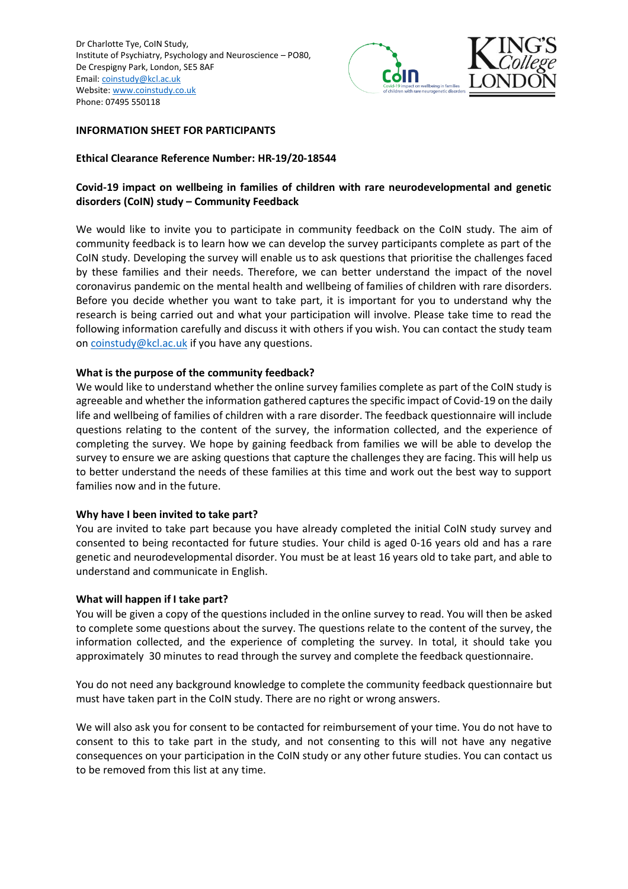Dr Charlotte Tye, CoIN Study,
Institute of Psychiatry, Psychology and Neuroscience – PO80,
De Crespigny Park, London, SE5 8AF
Email: coinstudy@kcl.ac.uk
Website: www.coinstudy.co.uk
Phone: 07495 550118

**INFORMATION SHEET FOR PARTICIPANTS**

**Ethical Clearance Reference Number: HR-19/20-18544**

**Covid-19 impact on wellbeing in families of children with rare neurodevelopmental and genetic disorders (CoIN) study – Community Feedback**

We would like to invite you to participate in community feedback on the CoIN study. The aim of community feedback is to learn how we can develop the survey participants complete as part of the CoIN study. Developing the survey will enable us to ask questions that prioritise the challenges faced by these families and their needs. Therefore, we can better understand the impact of the novel coronavirus pandemic on the mental health and wellbeing of families of children with rare disorders. Before you decide whether you want to take part, it is important for you to understand why the research is being carried out and what your participation will involve. Please take time to read the following information carefully and discuss it with others if you wish. You can contact the study team on coinstudy@kcl.ac.uk if you have any questions.

**What is the purpose of the community feedback?**

We would like to understand whether the online survey families complete as part of the CoIN study is agreeable and whether the information gathered captures the specific impact of Covid-19 on the daily life and wellbeing of families of children with a rare disorder. The feedback questionnaire will include questions relating to the content of the survey, the information collected, and the experience of completing the survey. We hope by gaining feedback from families we will be able to develop the survey to ensure we are asking questions that capture the challenges they are facing. This will help us to better understand the needs of these families at this time and work out the best way to support families now and in the future.

**Why have I been invited to take part?**

You are invited to take part because you have already completed the initial CoIN study survey and consented to being recontacted for future studies. Your child is aged 0-16 years old and has a rare genetic and neurodevelopmental disorder. You must be at least 16 years old to take part, and able to understand and communicate in English.

**What will happen if I take part?**

You will be given a copy of the questions included in the online survey to read. You will then be asked to complete some questions about the survey. The questions relate to the content of the survey, the information collected, and the experience of completing the survey. In total, it should take you approximately 30 minutes to read through the survey and complete the feedback questionnaire.

You do not need any background knowledge to complete the community feedback questionnaire but must have taken part in the CoIN study. There are no right or wrong answers.

We will also ask you for consent to be contacted for reimbursement of your time. You do not have to consent to this to take part in the study, and not consenting to this will not have any negative consequences on your participation in the CoIN study or any other future studies. You can contact us to be removed from this list at any time.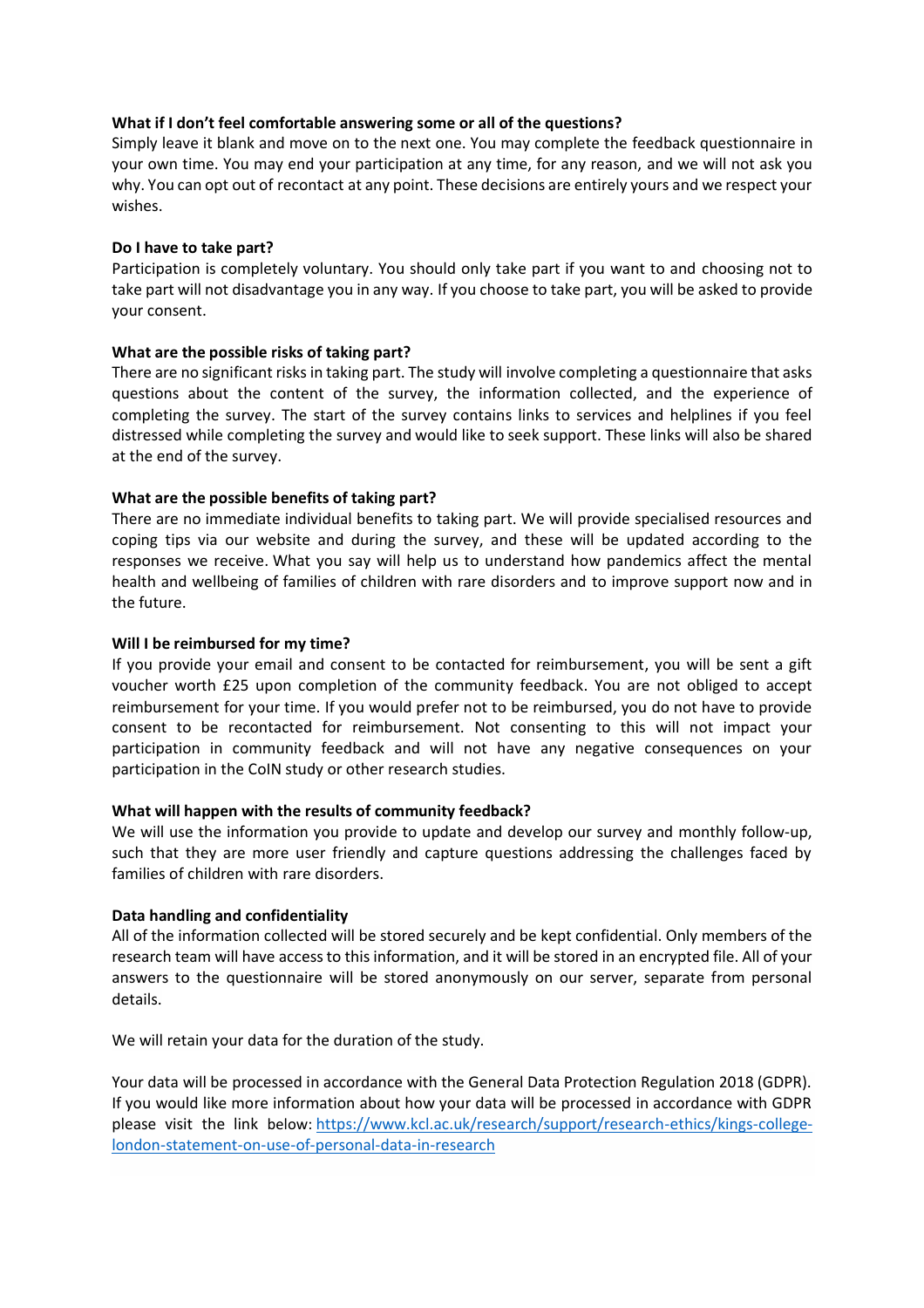**What if I don't feel comfortable answering some or all of the questions?**

Simply leave it blank and move on to the next one. You may complete the feedback questionnaire in your own time. You may end your participation at any time, for any reason, and we will not ask you why. You can opt out of recontact at any point. These decisions are entirely yours and we respect your wishes.

**Do I have to take part?**

Participation is completely voluntary. You should only take part if you want to and choosing not to take part will not disadvantage you in any way. If you choose to take part, you will be asked to provide your consent.

**What are the possible risks of taking part?**

There are no significant risks in taking part. The study will involve completing a questionnaire that asks questions about the content of the survey, the information collected, and the experience of completing the survey. The start of the survey contains links to services and helplines if you feel distressed while completing the survey and would like to seek support. These links will also be shared at the end of the survey.

**What are the possible benefits of taking part?**

There are no immediate individual benefits to taking part. We will provide specialised resources and coping tips via our website and during the survey, and these will be updated according to the responses we receive. What you say will help us to understand how pandemics affect the mental health and wellbeing of families of children with rare disorders and to improve support now and in the future.

**Will I be reimbursed for my time?**

If you provide your email and consent to be contacted for reimbursement, you will be sent a gift voucher worth £25 upon completion of the community feedback. You are not obliged to accept reimbursement for your time. If you would prefer not to be reimbursed, you do not have to provide consent to be recontacted for reimbursement. Not consenting to this will not impact your participation in community feedback and will not have any negative consequences on your participation in the CoIN study or other research studies.

**What will happen with the results of community feedback?**

We will use the information you provide to update and develop our survey and monthly follow-up, such that they are more user friendly and capture questions addressing the challenges faced by families of children with rare disorders.

**Data handling and confidentiality**

All of the information collected will be stored securely and be kept confidential. Only members of the research team will have access to this information, and it will be stored in an encrypted file. All of your answers to the questionnaire will be stored anonymously on our server, separate from personal details.

We will retain your data for the duration of the study.

Your data will be processed in accordance with the General Data Protection Regulation 2018 (GDPR). If you would like more information about how your data will be processed in accordance with GDPR please visit the link below: [https://www.kcl.ac.uk/research/support/research-ethics/kings-college-london-statement-on-use-of-personal-data-in-research](https://www.kcl.ac.uk/research/support/research-ethics/kings-college-london-statement-on-use-of-personal-data-in-research)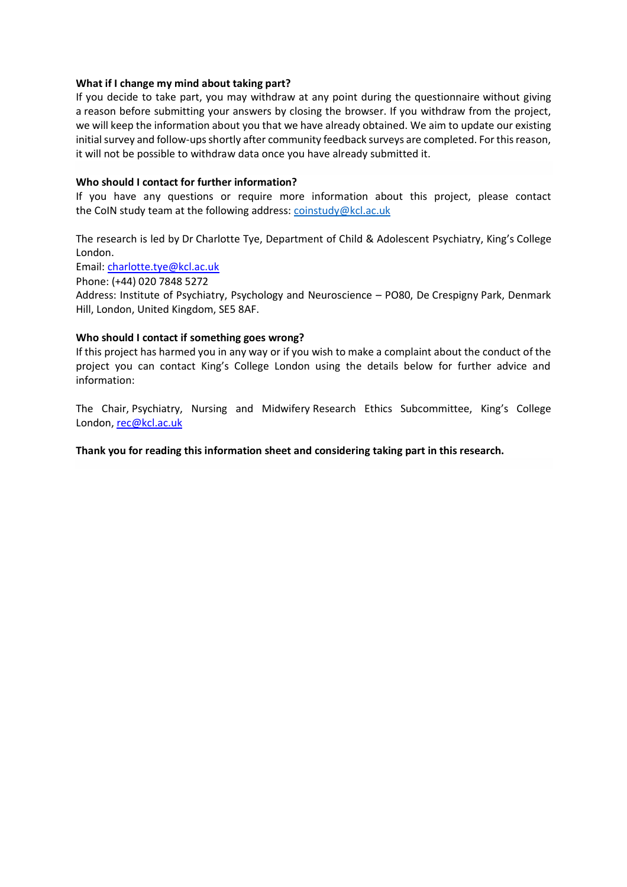**What if I change my mind about taking part?**

If you decide to take part, you may withdraw at any point during the questionnaire without giving a reason before submitting your answers by closing the browser. If you withdraw from the project, we will keep the information about you that we have already obtained. We aim to update our existing initial survey and follow-ups shortly after community feedback surveys are completed. For this reason, it will not be possible to withdraw data once you have already submitted it.

**Who should I contact for further information?**

If you have any questions or require more information about this project, please contact the CoIN study team at the following address: coinstudy@kcl.ac.uk

The research is led by Dr Charlotte Tye, Department of Child & Adolescent Psychiatry, King's College London.

Email: charlotte.tye@kcl.ac.uk

Phone: (+44) 020 7848 5272

Address: Institute of Psychiatry, Psychology and Neuroscience – PO80, De Crespigny Park, Denmark Hill, London, United Kingdom, SE5 8AF.

**Who should I contact if something goes wrong?**

If this project has harmed you in any way or if you wish to make a complaint about the conduct of the project you can contact King's College London using the details below for further advice and information:

The Chair, Psychiatry, Nursing and Midwifery Research Ethics Subcommittee, King's College London, rec@kcl.ac.uk

**Thank you for reading this information sheet and considering taking part in this research.**